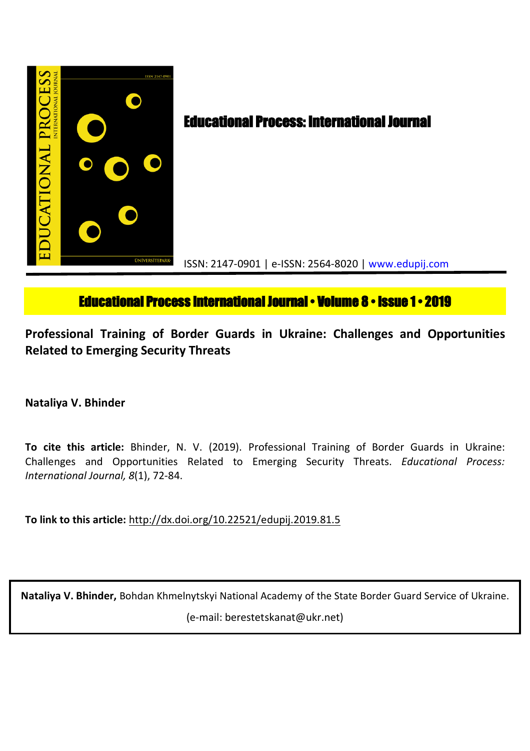# Educational Process: International Journal

ISSN: 2147-0901 | e-ISSN: 2564-8020 | www.edupij.com

**Educational Process International Journal • Volume 8 • Issue 1 • 2019**

## Professional Training of Border Guards in Ukraine: Challenges and Opportunities Related to Emerging Security Threats

**Nataliya V. Bhinder**

**To cite this article:** Bhinder, N. V. (2019). Professional Training of Border Guards in Ukraine: Challenges and Opportunities Related to Emerging Security Threats. *Educational Process: International Journal, 8*(1), 72-84.

**To link to this article:** http://dx.doi.org/10.22521/edupij.2019.81.5

**Nataliya V. Bhinder,** Bohdan Khmelnytskyi National Academy of the State Border Guard Service of Ukraine. (e-mail: berestetskanat@ukr.net)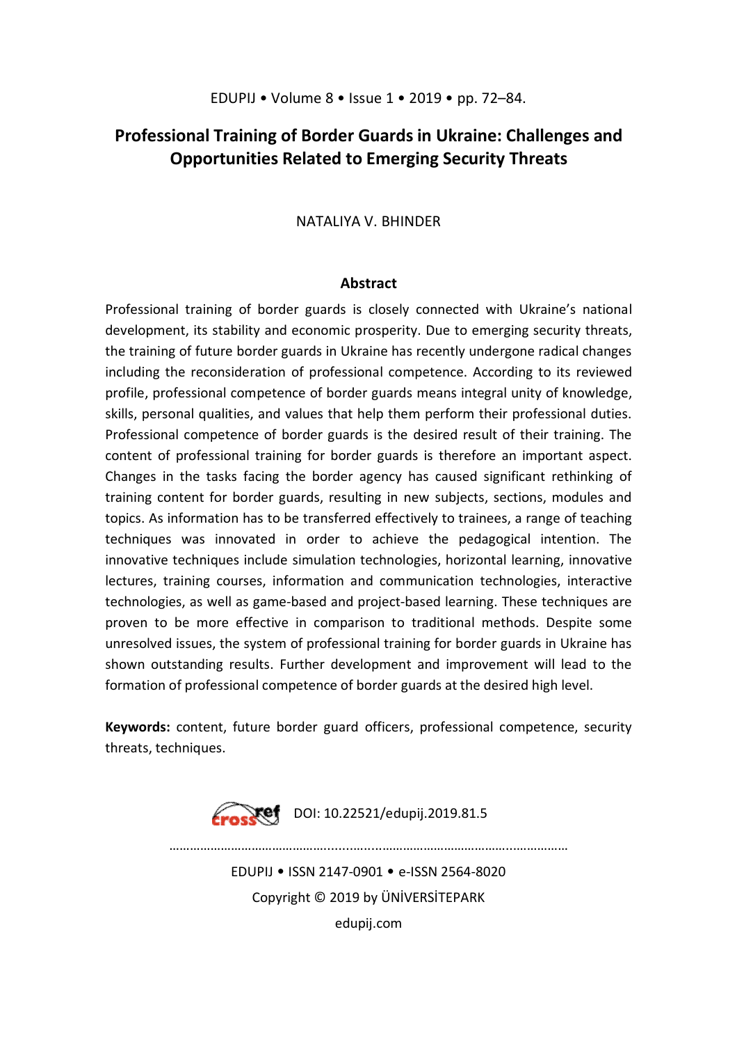# Professional Training of Border Guards in Ukraine: Challenges and Opportunities Related to Emerging Security Threats

NATALIYA V. BHINDER

## Abstract

Professional training of border guards is closely connected with Ukraine's national development, its stability and economic prosperity. Due to emerging security threats, the training of future border guards in Ukraine has recently undergone radical changes including the reconsideration of professional competence. According to its reviewed profile, professional competence of border guards means integral unity of knowledge, skills, personal qualities, and values that help them perform their professional duties. Professional competence of border guards is the desired result of their training. The content of professional training for border guards is therefore an important aspect. Changes in the tasks facing the border agency has caused significant rethinking of training content for border guards, resulting in new subjects, sections, modules and topics. As information has to be transferred effectively to trainees, a range of teaching techniques was innovated in order to achieve the pedagogical intention. The innovative techniques include simulation technologies, horizontal learning, innovative lectures, training courses, information and communication technologies, interactive technologies, as well as game-based and project-based learning. These techniques are proven to be more effective in comparison to traditional methods. Despite some unresolved issues, the system of professional training for border guards in Ukraine has shown outstanding results. Further development and improvement will lead to the formation of professional competence of border guards at the desired high level.

**Keywords:** content, future border guard officers, professional competence, security threats, techniques.

DOI: 10.22521/edupij.2019.81.5

EDUPIJ • ISSN 2147-0901 • e-ISSN 2564-8020
Copyright © 2019 by ÜNİVERSİTEPARK
edupij.com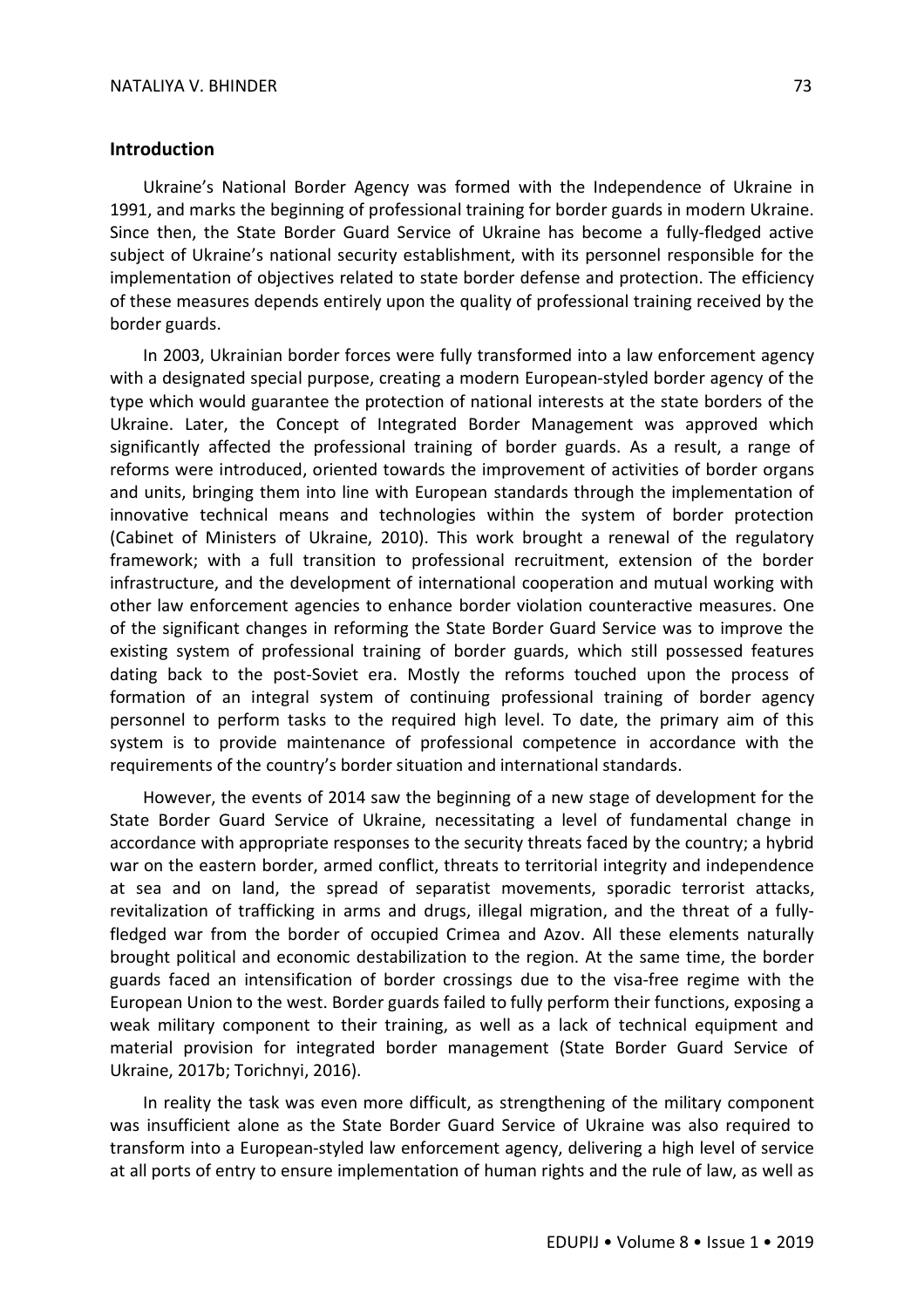## Introduction

Ukraine's National Border Agency was formed with the Independence of Ukraine in 1991, and marks the beginning of professional training for border guards in modern Ukraine. Since then, the State Border Guard Service of Ukraine has become a fully-fledged active subject of Ukraine's national security establishment, with its personnel responsible for the implementation of objectives related to state border defense and protection. The efficiency of these measures depends entirely upon the quality of professional training received by the border guards.

In 2003, Ukrainian border forces were fully transformed into a law enforcement agency with a designated special purpose, creating a modern European-styled border agency of the type which would guarantee the protection of national interests at the state borders of the Ukraine. Later, the Concept of Integrated Border Management was approved which significantly affected the professional training of border guards. As a result, a range of reforms were introduced, oriented towards the improvement of activities of border organs and units, bringing them into line with European standards through the implementation of innovative technical means and technologies within the system of border protection (Cabinet of Ministers of Ukraine, 2010). This work brought a renewal of the regulatory framework; with a full transition to professional recruitment, extension of the border infrastructure, and the development of international cooperation and mutual working with other law enforcement agencies to enhance border violation counteractive measures. One of the significant changes in reforming the State Border Guard Service was to improve the existing system of professional training of border guards, which still possessed features dating back to the post-Soviet era. Mostly the reforms touched upon the process of formation of an integral system of continuing professional training of border agency personnel to perform tasks to the required high level. To date, the primary aim of this system is to provide maintenance of professional competence in accordance with the requirements of the country's border situation and international standards.

However, the events of 2014 saw the beginning of a new stage of development for the State Border Guard Service of Ukraine, necessitating a level of fundamental change in accordance with appropriate responses to the security threats faced by the country; a hybrid war on the eastern border, armed conflict, threats to territorial integrity and independence at sea and on land, the spread of separatist movements, sporadic terrorist attacks, revitalization of trafficking in arms and drugs, illegal migration, and the threat of a fully-fledged war from the border of occupied Crimea and Azov. All these elements naturally brought political and economic destabilization to the region. At the same time, the border guards faced an intensification of border crossings due to the visa-free regime with the European Union to the west. Border guards failed to fully perform their functions, exposing a weak military component to their training, as well as a lack of technical equipment and material provision for integrated border management (State Border Guard Service of Ukraine, 2017b; Torichnyi, 2016).

In reality the task was even more difficult, as strengthening of the military component was insufficient alone as the State Border Guard Service of Ukraine was also required to transform into a European-styled law enforcement agency, delivering a high level of service at all ports of entry to ensure implementation of human rights and the rule of law, as well as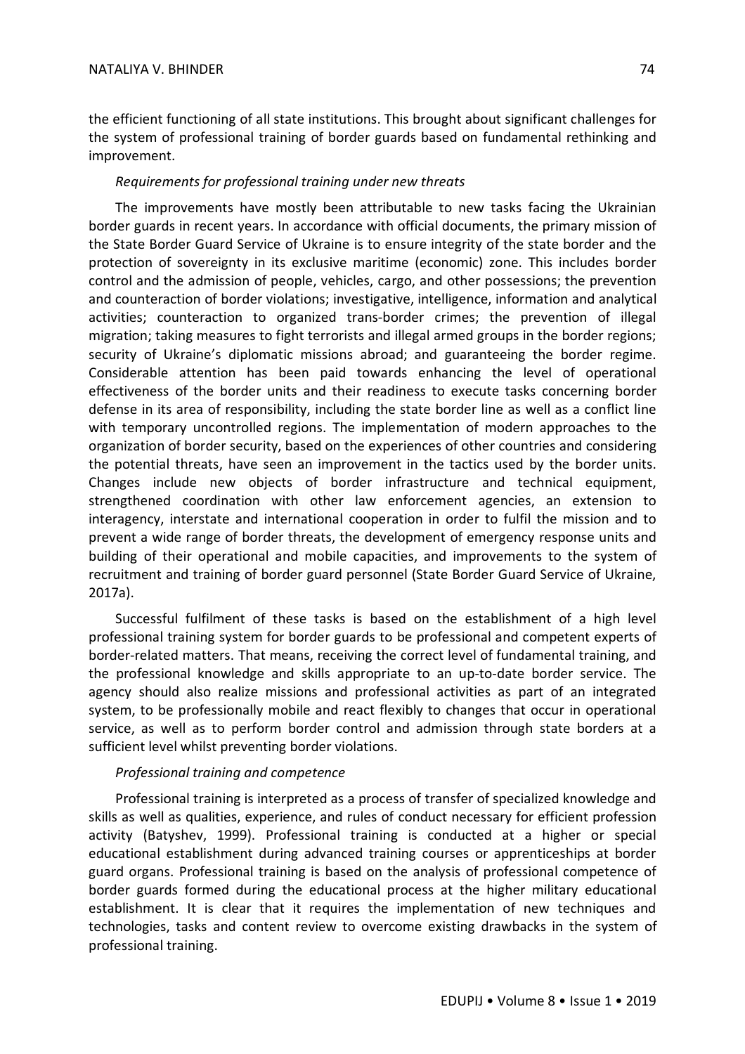the efficient functioning of all state institutions. This brought about significant challenges for the system of professional training of border guards based on fundamental rethinking and improvement.

### *Requirements for professional training under new threats*

The improvements have mostly been attributable to new tasks facing the Ukrainian border guards in recent years. In accordance with official documents, the primary mission of the State Border Guard Service of Ukraine is to ensure integrity of the state border and the protection of sovereignty in its exclusive maritime (economic) zone. This includes border control and the admission of people, vehicles, cargo, and other possessions; the prevention and counteraction of border violations; investigative, intelligence, information and analytical activities; counteraction to organized trans-border crimes; the prevention of illegal migration; taking measures to fight terrorists and illegal armed groups in the border regions; security of Ukraine's diplomatic missions abroad; and guaranteeing the border regime. Considerable attention has been paid towards enhancing the level of operational effectiveness of the border units and their readiness to execute tasks concerning border defense in its area of responsibility, including the state border line as well as a conflict line with temporary uncontrolled regions. The implementation of modern approaches to the organization of border security, based on the experiences of other countries and considering the potential threats, have seen an improvement in the tactics used by the border units. Changes include new objects of border infrastructure and technical equipment, strengthened coordination with other law enforcement agencies, an extension to interagency, interstate and international cooperation in order to fulfil the mission and to prevent a wide range of border threats, the development of emergency response units and building of their operational and mobile capacities, and improvements to the system of recruitment and training of border guard personnel (State Border Guard Service of Ukraine, 2017a).

Successful fulfilment of these tasks is based on the establishment of a high level professional training system for border guards to be professional and competent experts of border-related matters. That means, receiving the correct level of fundamental training, and the professional knowledge and skills appropriate to an up-to-date border service. The agency should also realize missions and professional activities as part of an integrated system, to be professionally mobile and react flexibly to changes that occur in operational service, as well as to perform border control and admission through state borders at a sufficient level whilst preventing border violations.

### *Professional training and competence*

Professional training is interpreted as a process of transfer of specialized knowledge and skills as well as qualities, experience, and rules of conduct necessary for efficient profession activity (Batyshev, 1999). Professional training is conducted at a higher or special educational establishment during advanced training courses or apprenticeships at border guard organs. Professional training is based on the analysis of professional competence of border guards formed during the educational process at the higher military educational establishment. It is clear that it requires the implementation of new techniques and technologies, tasks and content review to overcome existing drawbacks in the system of professional training.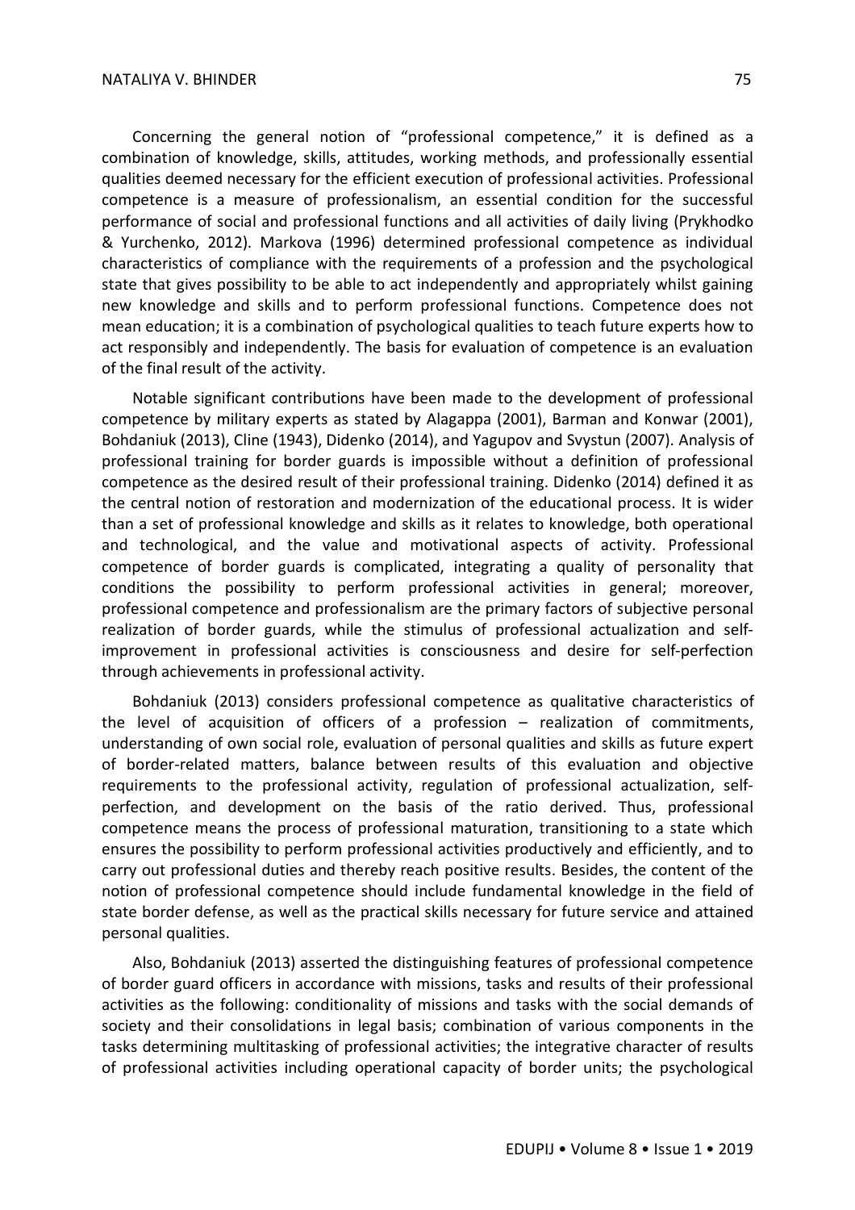Concerning the general notion of "professional competence," it is defined as a combination of knowledge, skills, attitudes, working methods, and professionally essential qualities deemed necessary for the efficient execution of professional activities. Professional competence is a measure of professionalism, an essential condition for the successful performance of social and professional functions and all activities of daily living (Prykhodko & Yurchenko, 2012). Markova (1996) determined professional competence as individual characteristics of compliance with the requirements of a profession and the psychological state that gives possibility to be able to act independently and appropriately whilst gaining new knowledge and skills and to perform professional functions. Competence does not mean education; it is a combination of psychological qualities to teach future experts how to act responsibly and independently. The basis for evaluation of competence is an evaluation of the final result of the activity.

Notable significant contributions have been made to the development of professional competence by military experts as stated by Alagappa (2001), Barman and Konwar (2001), Bohdaniuk (2013), Cline (1943), Didenko (2014), and Yagupov and Svystun (2007). Analysis of professional training for border guards is impossible without a definition of professional competence as the desired result of their professional training. Didenko (2014) defined it as the central notion of restoration and modernization of the educational process. It is wider than a set of professional knowledge and skills as it relates to knowledge, both operational and technological, and the value and motivational aspects of activity. Professional competence of border guards is complicated, integrating a quality of personality that conditions the possibility to perform professional activities in general; moreover, professional competence and professionalism are the primary factors of subjective personal realization of border guards, while the stimulus of professional actualization and self-improvement in professional activities is consciousness and desire for self-perfection through achievements in professional activity.

Bohdaniuk (2013) considers professional competence as qualitative characteristics of the level of acquisition of officers of a profession – realization of commitments, understanding of own social role, evaluation of personal qualities and skills as future expert of border-related matters, balance between results of this evaluation and objective requirements to the professional activity, regulation of professional actualization, self-perfection, and development on the basis of the ratio derived. Thus, professional competence means the process of professional maturation, transitioning to a state which ensures the possibility to perform professional activities productively and efficiently, and to carry out professional duties and thereby reach positive results. Besides, the content of the notion of professional competence should include fundamental knowledge in the field of state border defense, as well as the practical skills necessary for future service and attained personal qualities.

Also, Bohdaniuk (2013) asserted the distinguishing features of professional competence of border guard officers in accordance with missions, tasks and results of their professional activities as the following: conditionality of missions and tasks with the social demands of society and their consolidations in legal basis; combination of various components in the tasks determining multitasking of professional activities; the integrative character of results of professional activities including operational capacity of border units; the psychological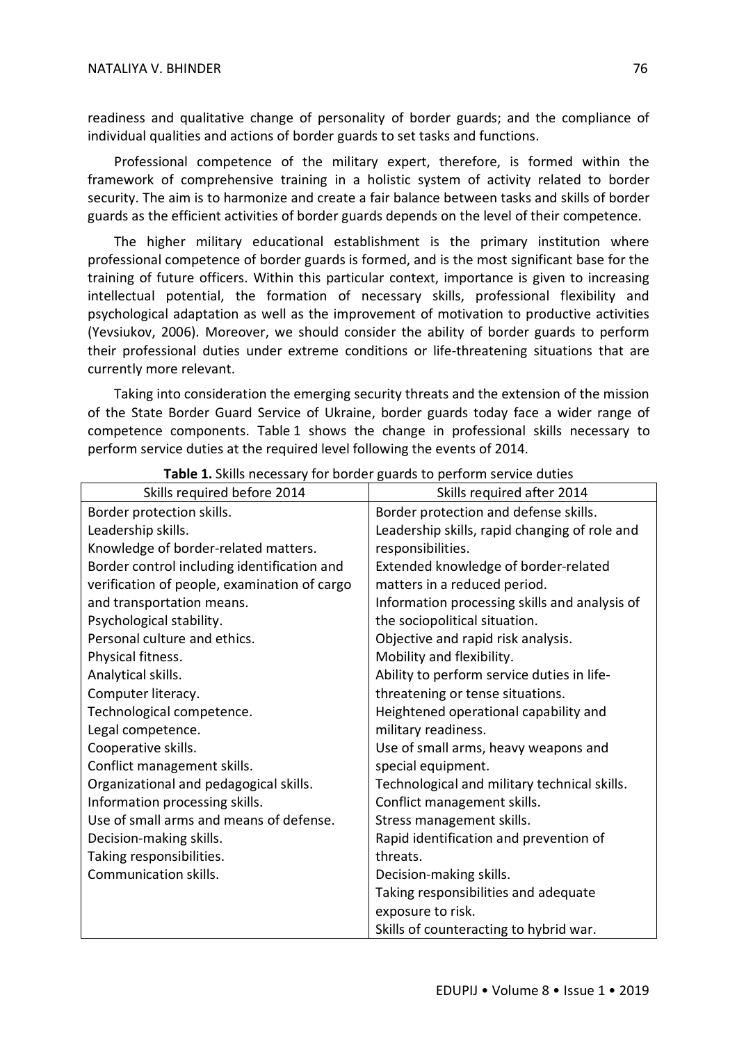readiness and qualitative change of personality of border guards; and the compliance of individual qualities and actions of border guards to set tasks and functions.

Professional competence of the military expert, therefore, is formed within the framework of comprehensive training in a holistic system of activity related to border security. The aim is to harmonize and create a fair balance between tasks and skills of border guards as the efficient activities of border guards depends on the level of their competence.

The higher military educational establishment is the primary institution where professional competence of border guards is formed, and is the most significant base for the training of future officers. Within this particular context, importance is given to increasing intellectual potential, the formation of necessary skills, professional flexibility and psychological adaptation as well as the improvement of motivation to productive activities (Yevsiukov, 2006). Moreover, we should consider the ability of border guards to perform their professional duties under extreme conditions or life-threatening situations that are currently more relevant.

Taking into consideration the emerging security threats and the extension of the mission of the State Border Guard Service of Ukraine, border guards today face a wider range of competence components. Table 1 shows the change in professional skills necessary to perform service duties at the required level following the events of 2014.

**Table 1.** Skills necessary for border guards to perform service duties

| Skills required before 2014 | Skills required after 2014 |
|---|---|
| Border protection skills.<br>Leadership skills.<br>Knowledge of border-related matters.<br>Border control including identification and verification of people, examination of cargo and transportation means.<br>Psychological stability.<br>Personal culture and ethics.<br>Physical fitness.<br>Analytical skills.<br>Computer literacy.<br>Technological competence.<br>Legal competence.<br>Cooperative skills.<br>Conflict management skills.<br>Organizational and pedagogical skills.<br>Information processing skills.<br>Use of small arms and means of defense.<br>Decision-making skills.<br>Taking responsibilities.<br>Communication skills. | Border protection and defense skills.<br>Leadership skills, rapid changing of role and responsibilities.<br>Extended knowledge of border-related matters in a reduced period.<br>Information processing skills and analysis of the sociopolitical situation.<br>Objective and rapid risk analysis.<br>Mobility and flexibility.<br>Ability to perform service duties in life-threatening or tense situations.<br>Heightened operational capability and military readiness.<br>Use of small arms, heavy weapons and special equipment.<br>Technological and military technical skills.<br>Conflict management skills.<br>Stress management skills.<br>Rapid identification and prevention of threats.<br>Decision-making skills.<br>Taking responsibilities and adequate exposure to risk.<br>Skills of counteracting to hybrid war. |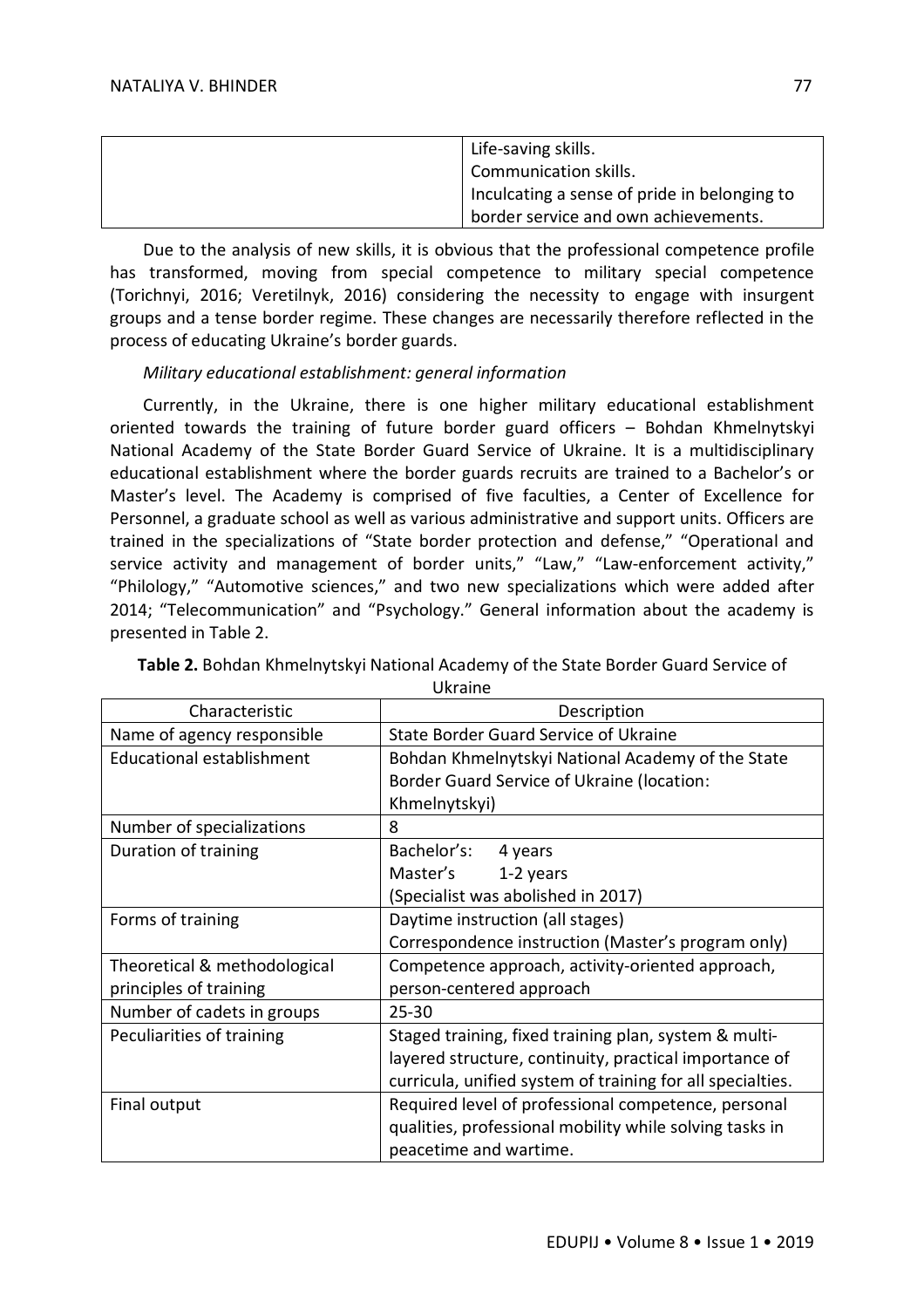| | |
|---|---|
| | Life-saving skills.<br>Communication skills.<br>Inculcating a sense of pride in belonging to border service and own achievements. |

Due to the analysis of new skills, it is obvious that the professional competence profile has transformed, moving from special competence to military special competence (Torichnyi, 2016; Veretilnyk, 2016) considering the necessity to engage with insurgent groups and a tense border regime. These changes are necessarily therefore reflected in the process of educating Ukraine's border guards.

*Military educational establishment: general information*

Currently, in the Ukraine, there is one higher military educational establishment oriented towards the training of future border guard officers – Bohdan Khmelnytskyi National Academy of the State Border Guard Service of Ukraine. It is a multidisciplinary educational establishment where the border guards recruits are trained to a Bachelor's or Master's level. The Academy is comprised of five faculties, a Center of Excellence for Personnel, a graduate school as well as various administrative and support units. Officers are trained in the specializations of "State border protection and defense," "Operational and service activity and management of border units," "Law," "Law-enforcement activity," "Philology," "Automotive sciences," and two new specializations which were added after 2014; "Telecommunication" and "Psychology." General information about the academy is presented in Table 2.

**Table 2.** Bohdan Khmelnytskyi National Academy of the State Border Guard Service of Ukraine

| Characteristic | Description |
|---|---|
| Name of agency responsible | State Border Guard Service of Ukraine |
| Educational establishment | Bohdan Khmelnytskyi National Academy of the State Border Guard Service of Ukraine (location: Khmelnytskyi) |
| Number of specializations | 8 |
| Duration of training | Bachelor's: 4 years<br>Master's 1-2 years<br>(Specialist was abolished in 2017) |
| Forms of training | Daytime instruction (all stages)<br>Correspondence instruction (Master's program only) |
| Theoretical & methodological principles of training | Competence approach, activity-oriented approach, person-centered approach |
| Number of cadets in groups | 25-30 |
| Peculiarities of training | Staged training, fixed training plan, system & multi-layered structure, continuity, practical importance of curricula, unified system of training for all specialties. |
| Final output | Required level of professional competence, personal qualities, professional mobility while solving tasks in peacetime and wartime. |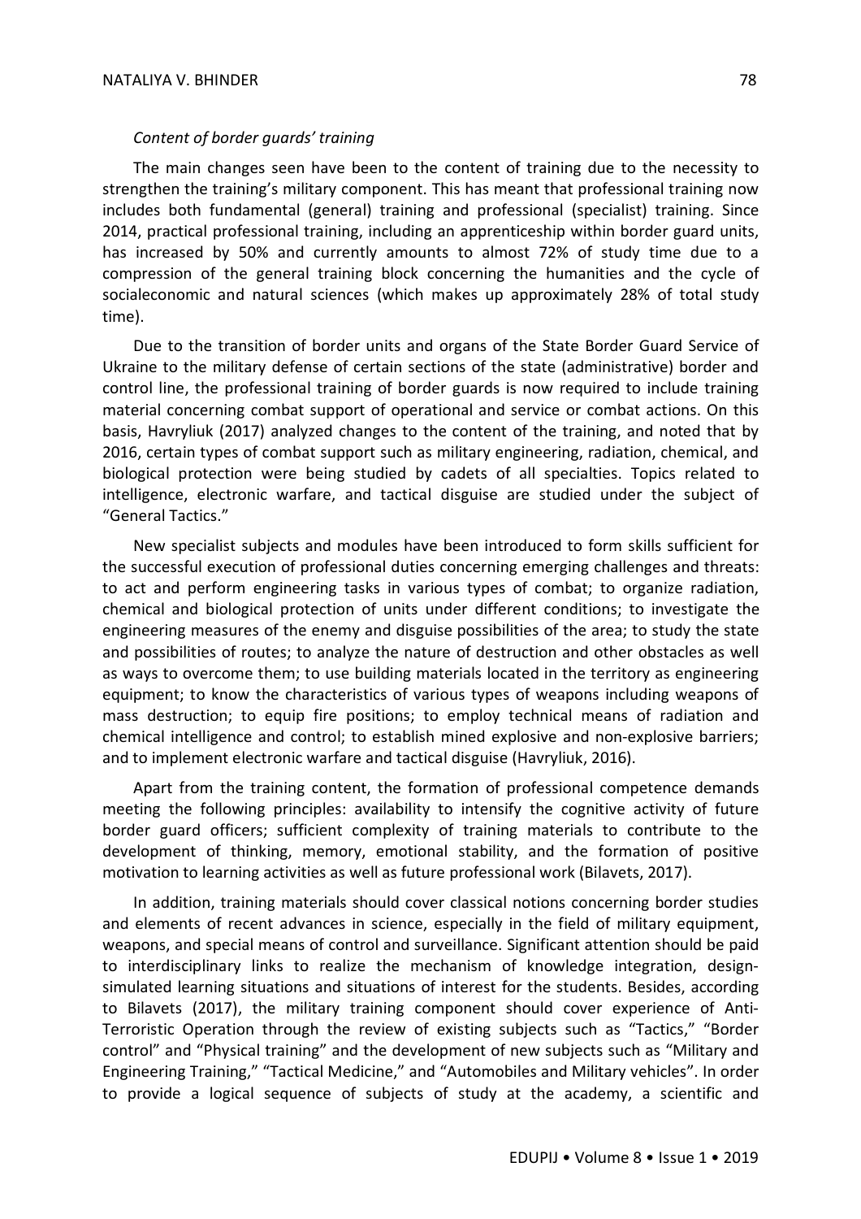*Content of border guards' training*

The main changes seen have been to the content of training due to the necessity to strengthen the training's military component. This has meant that professional training now includes both fundamental (general) training and professional (specialist) training. Since 2014, practical professional training, including an apprenticeship within border guard units, has increased by 50% and currently amounts to almost 72% of study time due to a compression of the general training block concerning the humanities and the cycle of socialeconomic and natural sciences (which makes up approximately 28% of total study time).

Due to the transition of border units and organs of the State Border Guard Service of Ukraine to the military defense of certain sections of the state (administrative) border and control line, the professional training of border guards is now required to include training material concerning combat support of operational and service or combat actions. On this basis, Havryliuk (2017) analyzed changes to the content of the training, and noted that by 2016, certain types of combat support such as military engineering, radiation, chemical, and biological protection were being studied by cadets of all specialties. Topics related to intelligence, electronic warfare, and tactical disguise are studied under the subject of "General Tactics."

New specialist subjects and modules have been introduced to form skills sufficient for the successful execution of professional duties concerning emerging challenges and threats: to act and perform engineering tasks in various types of combat; to organize radiation, chemical and biological protection of units under different conditions; to investigate the engineering measures of the enemy and disguise possibilities of the area; to study the state and possibilities of routes; to analyze the nature of destruction and other obstacles as well as ways to overcome them; to use building materials located in the territory as engineering equipment; to know the characteristics of various types of weapons including weapons of mass destruction; to equip fire positions; to employ technical means of radiation and chemical intelligence and control; to establish mined explosive and non-explosive barriers; and to implement electronic warfare and tactical disguise (Havryliuk, 2016).

Apart from the training content, the formation of professional competence demands meeting the following principles: availability to intensify the cognitive activity of future border guard officers; sufficient complexity of training materials to contribute to the development of thinking, memory, emotional stability, and the formation of positive motivation to learning activities as well as future professional work (Bilavets, 2017).

In addition, training materials should cover classical notions concerning border studies and elements of recent advances in science, especially in the field of military equipment, weapons, and special means of control and surveillance. Significant attention should be paid to interdisciplinary links to realize the mechanism of knowledge integration, design-simulated learning situations and situations of interest for the students. Besides, according to Bilavets (2017), the military training component should cover experience of Anti-Terroristic Operation through the review of existing subjects such as "Tactics," "Border control" and "Physical training" and the development of new subjects such as "Military and Engineering Training," "Tactical Medicine," and "Automobiles and Military vehicles". In order to provide a logical sequence of subjects of study at the academy, a scientific and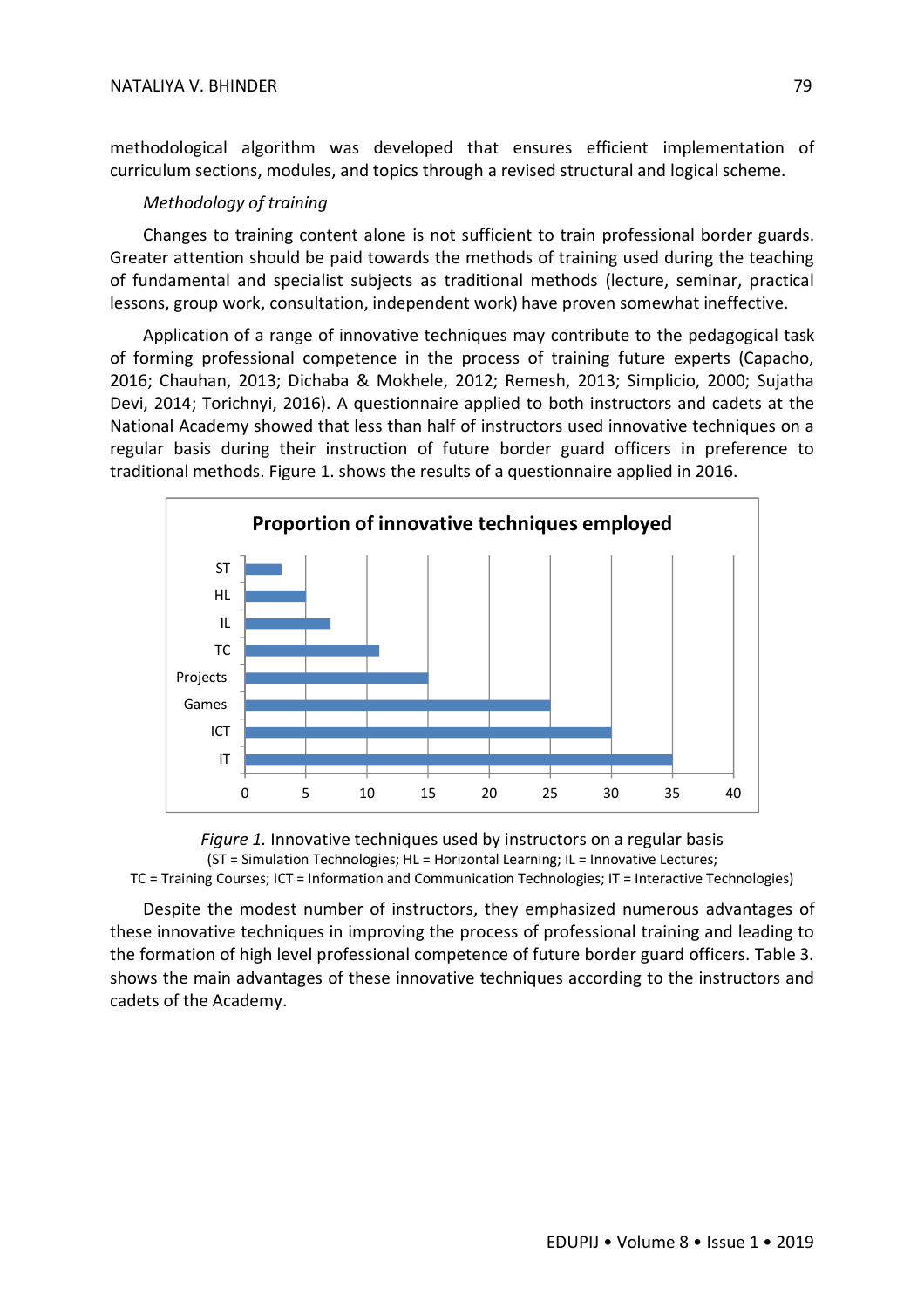methodological algorithm was developed that ensures efficient implementation of curriculum sections, modules, and topics through a revised structural and logical scheme.

*Methodology of training*

Changes to training content alone is not sufficient to train professional border guards. Greater attention should be paid towards the methods of training used during the teaching of fundamental and specialist subjects as traditional methods (lecture, seminar, practical lessons, group work, consultation, independent work) have proven somewhat ineffective.

Application of a range of innovative techniques may contribute to the pedagogical task of forming professional competence in the process of training future experts (Capacho, 2016; Chauhan, 2013; Dichaba & Mokhele, 2012; Remesh, 2013; Simplicio, 2000; Sujatha Devi, 2014; Torichnyi, 2016). A questionnaire applied to both instructors and cadets at the National Academy showed that less than half of instructors used innovative techniques on a regular basis during their instruction of future border guard officers in preference to traditional methods. Figure 1. shows the results of a questionnaire applied in 2016.

**Proportion of innovative techniques employed**

| Technique | Value |
|---|---|
| ST | 3 |
| HL | 5 |
| IL | 7 |
| TC | 11 |
| Projects | 15 |
| Games | 25 |
| ICT | 30 |
| IT | 35 |

*Figure 1.* Innovative techniques used by instructors on a regular basis
(ST = Simulation Technologies; HL = Horizontal Learning; IL = Innovative Lectures; TC = Training Courses; ICT = Information and Communication Technologies; IT = Interactive Technologies)

Despite the modest number of instructors, they emphasized numerous advantages of these innovative techniques in improving the process of professional training and leading to the formation of high level professional competence of future border guard officers. Table 3. shows the main advantages of these innovative techniques according to the instructors and cadets of the Academy.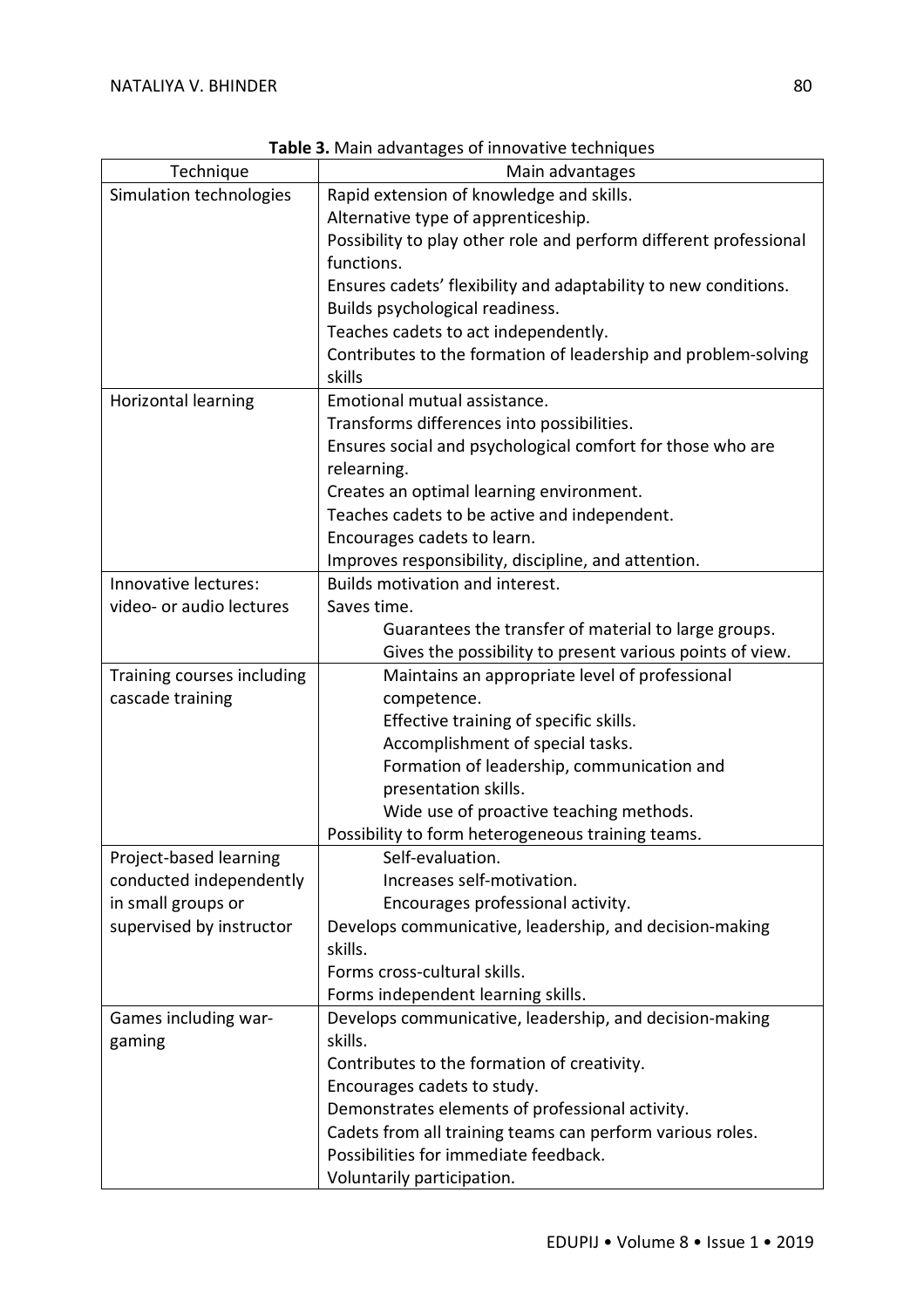**Table 3.** Main advantages of innovative techniques

| Technique | Main advantages |
|---|---|
| Simulation technologies | Rapid extension of knowledge and skills.<br>Alternative type of apprenticeship.<br>Possibility to play other role and perform different professional functions.<br>Ensures cadets' flexibility and adaptability to new conditions.<br>Builds psychological readiness.<br>Teaches cadets to act independently.<br>Contributes to the formation of leadership and problem-solving skills |
| Horizontal learning | Emotional mutual assistance.<br>Transforms differences into possibilities.<br>Ensures social and psychological comfort for those who are relearning.<br>Creates an optimal learning environment.<br>Teaches cadets to be active and independent.<br>Encourages cadets to learn.<br>Improves responsibility, discipline, and attention. |
| Innovative lectures: video- or audio lectures | Builds motivation and interest.<br>Saves time.<br>Guarantees the transfer of material to large groups.<br>Gives the possibility to present various points of view. |
| Training courses including cascade training | Maintains an appropriate level of professional competence.<br>Effective training of specific skills.<br>Accomplishment of special tasks.<br>Formation of leadership, communication and presentation skills.<br>Wide use of proactive teaching methods.<br>Possibility to form heterogeneous training teams. |
| Project-based learning conducted independently in small groups or supervised by instructor | Self-evaluation.<br>Increases self-motivation.<br>Encourages professional activity.<br>Develops communicative, leadership, and decision-making skills.<br>Forms cross-cultural skills.<br>Forms independent learning skills. |
| Games including war-gaming | Develops communicative, leadership, and decision-making skills.<br>Contributes to the formation of creativity.<br>Encourages cadets to study.<br>Demonstrates elements of professional activity.<br>Cadets from all training teams can perform various roles.<br>Possibilities for immediate feedback.<br>Voluntarily participation. |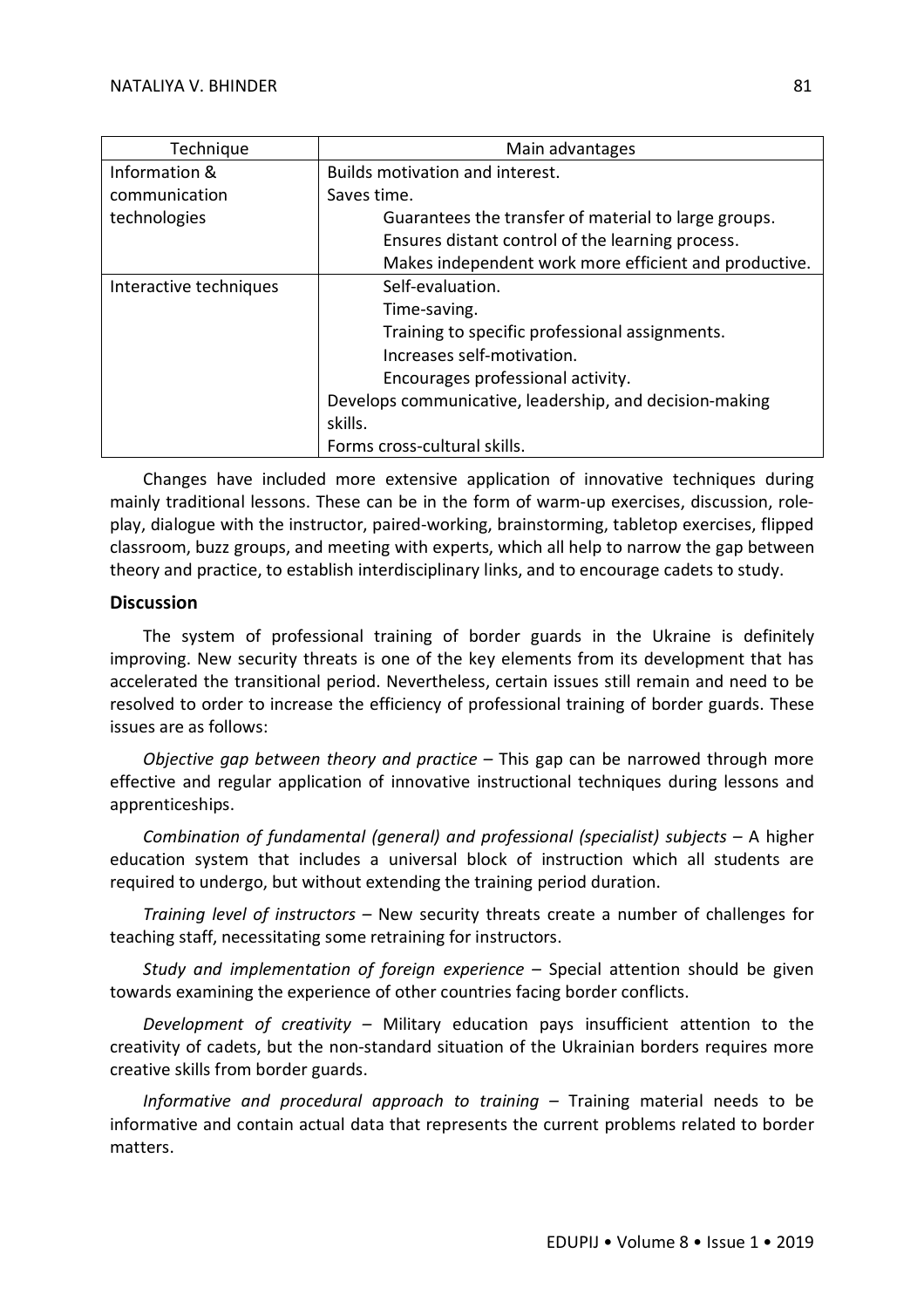| Technique | Main advantages |
|---|---|
| Information & communication technologies | Builds motivation and interest.<br>Saves time.<br>Guarantees the transfer of material to large groups.<br>Ensures distant control of the learning process.<br>Makes independent work more efficient and productive. |
| Interactive techniques | Self-evaluation.<br>Time-saving.<br>Training to specific professional assignments.<br>Increases self-motivation.<br>Encourages professional activity.<br>Develops communicative, leadership, and decision-making skills.<br>Forms cross-cultural skills. |

Changes have included more extensive application of innovative techniques during mainly traditional lessons. These can be in the form of warm-up exercises, discussion, role-play, dialogue with the instructor, paired-working, brainstorming, tabletop exercises, flipped classroom, buzz groups, and meeting with experts, which all help to narrow the gap between theory and practice, to establish interdisciplinary links, and to encourage cadets to study.

## Discussion

The system of professional training of border guards in the Ukraine is definitely improving. New security threats is one of the key elements from its development that has accelerated the transitional period. Nevertheless, certain issues still remain and need to be resolved to order to increase the efficiency of professional training of border guards. These issues are as follows:

*Objective gap between theory and practice* – This gap can be narrowed through more effective and regular application of innovative instructional techniques during lessons and apprenticeships.

*Combination of fundamental (general) and professional (specialist) subjects* – A higher education system that includes a universal block of instruction which all students are required to undergo, but without extending the training period duration.

*Training level of instructors* – New security threats create a number of challenges for teaching staff, necessitating some retraining for instructors.

*Study and implementation of foreign experience* – Special attention should be given towards examining the experience of other countries facing border conflicts.

*Development of creativity* – Military education pays insufficient attention to the creativity of cadets, but the non-standard situation of the Ukrainian borders requires more creative skills from border guards.

*Informative and procedural approach to training* – Training material needs to be informative and contain actual data that represents the current problems related to border matters.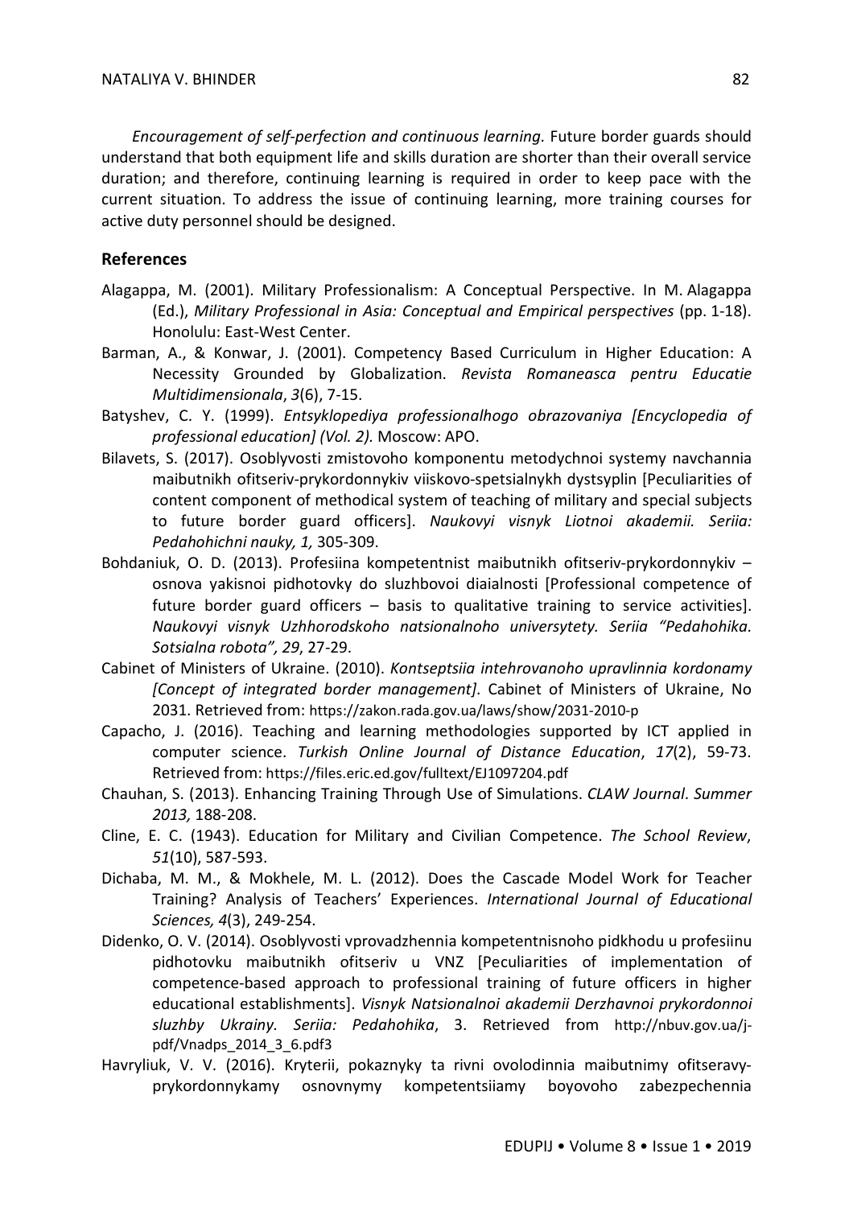*Encouragement of self-perfection and continuous learning.* Future border guards should understand that both equipment life and skills duration are shorter than their overall service duration; and therefore, continuing learning is required in order to keep pace with the current situation. To address the issue of continuing learning, more training courses for active duty personnel should be designed.

## References

Alagappa, M. (2001). Military Professionalism: A Conceptual Perspective. In M. Alagappa (Ed.), *Military Professional in Asia: Conceptual and Empirical perspectives* (pp. 1-18). Honolulu: East-West Center.

Barman, A., & Konwar, J. (2001). Competency Based Curriculum in Higher Education: A Necessity Grounded by Globalization. *Revista Romaneasca pentru Educatie Multidimensionala*, *3*(6), 7-15.

Batyshev, C. Y. (1999). *Entsyklopediya professionalhogo obrazovaniya [Encyclopedia of professional education] (Vol. 2).* Moscow: APO.

Bilavets, S. (2017). Osoblyvosti zmistovoho komponentu metodychnoi systemy navchannia maibutnikh ofitseriv-prykordonnykiv viiskovo-spetsialnykh dystsyplin [Peculiarities of content component of methodical system of teaching of military and special subjects to future border guard officers]. *Naukovyi visnyk Liotnoi akademii. Seriia: Pedahohichni nauky, 1,* 305-309.

Bohdaniuk, O. D. (2013). Profesiina kompetentnist maibutnikh ofitseriv-prykordonnykiv – osnova yakisnoi pidhotovky do sluzhbovoi diaialnosti [Professional competence of future border guard officers – basis to qualitative training to service activities]. *Naukovyi visnyk Uzhhorodskoho natsionalnoho universytety. Seriia "Pedahohika. Sotsialna robota", 29*, 27-29.

Cabinet of Ministers of Ukraine. (2010). *Kontseptsiia intehrovanoho upravlinnia kordonamy [Concept of integrated border management]*. Cabinet of Ministers of Ukraine, No 2031. Retrieved from: https://zakon.rada.gov.ua/laws/show/2031-2010-p

Capacho, J. (2016). Teaching and learning methodologies supported by ICT applied in computer science. *Turkish Online Journal of Distance Education*, *17*(2), 59-73. Retrieved from: https://files.eric.ed.gov/fulltext/EJ1097204.pdf

Chauhan, S. (2013). Enhancing Training Through Use of Simulations. *CLAW Journal*. *Summer 2013,* 188-208.

Cline, E. C. (1943). Education for Military and Civilian Competence. *The School Review*, *51*(10), 587-593.

Dichaba, M. M., & Mokhele, M. L. (2012). Does the Cascade Model Work for Teacher Training? Analysis of Teachers' Experiences. *International Journal of Educational Sciences, 4*(3), 249-254.

Didenko, O. V. (2014). Osoblyvosti vprovadzhennia kompetentnisnoho pidkhodu u profesiinu pidhotovku maibutnikh ofitseriv u VNZ [Peculiarities of implementation of competence-based approach to professional training of future officers in higher educational establishments]. *Visnyk Natsionalnoi akademii Derzhavnoi prykordonnoi sluzhby Ukrainy. Seriia: Pedahohika*, 3. Retrieved from http://nbuv.gov.ua/j-pdf/Vnadps_2014_3_6.pdf3

Havryliuk, V. V. (2016). Kryterii, pokaznyky ta rivni ovolodinnia maibutnimy ofitseravy-prykordonnykamy osnovnymy kompetentsiiamy boyovoho zabezpechennia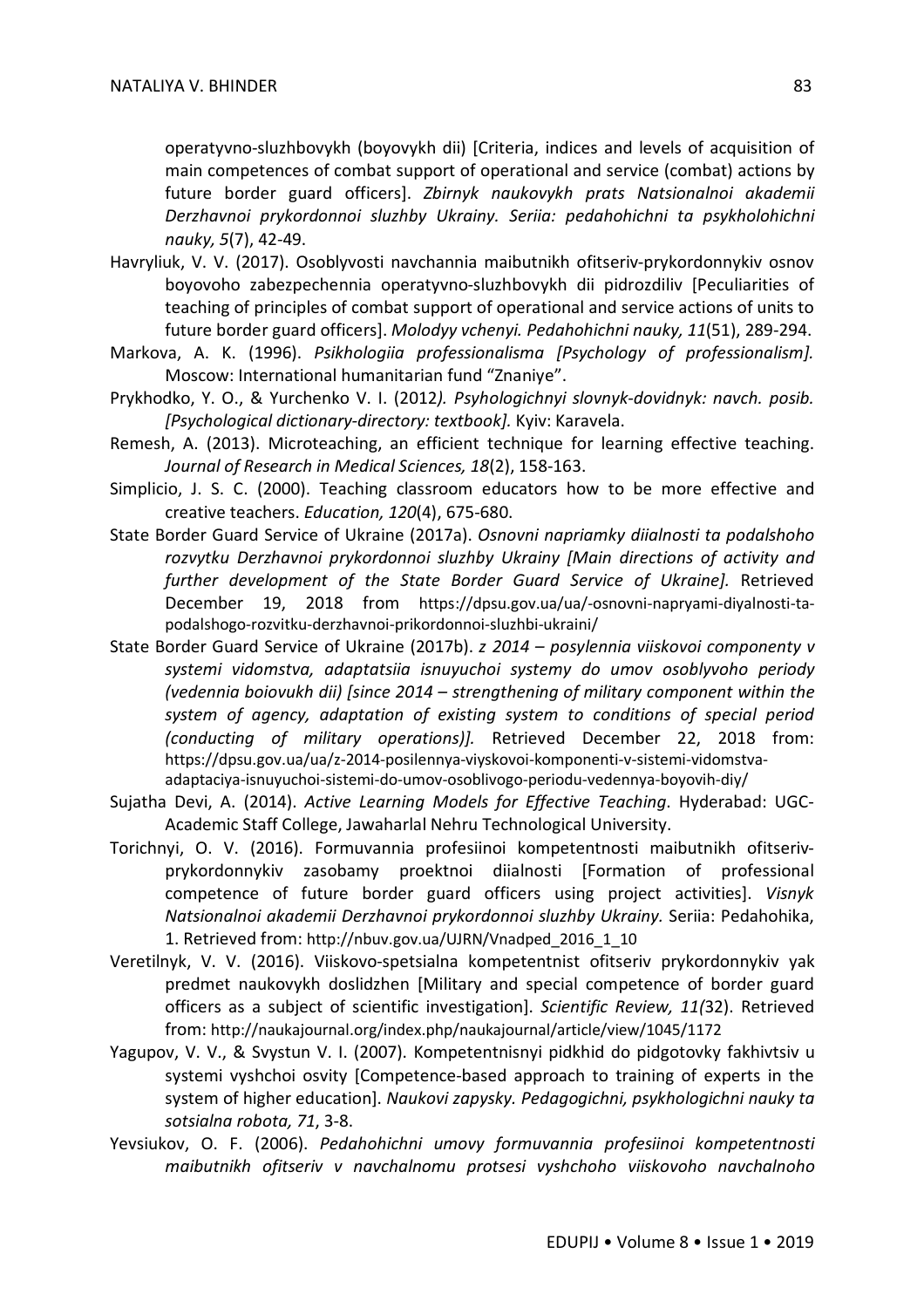operatyvno-sluzhbovykh (boyovykh dii) [Criteria, indices and levels of acquisition of main competences of combat support of operational and service (combat) actions by future border guard officers]. *Zbirnyk naukovykh prats Natsionalnoi akademii Derzhavnoi prykordonnoi sluzhby Ukrainy. Seriia: pedahohichni ta psykholohichni nauky, 5*(7), 42-49.

Havryliuk, V. V. (2017). Osoblyvosti navchannia maibutnikh ofitseriv-prykordonnykiv osnov boyovoho zabezpechennia operatyvno-sluzhbovykh dii pidrozdiliv [Peculiarities of teaching of principles of combat support of operational and service actions of units to future border guard officers]. *Molodyy vchenyi. Pedahohichni nauky, 11*(51), 289-294.

Markova, A. K. (1996). *Psikhologiia professionalisma [Psychology of professionalism].* Moscow: International humanitarian fund "Znaniye".

Prykhodko, Y. O., & Yurchenko V. I. (2012*). Psyhologichnyi slovnyk-dovidnyk: navch. posib. [Psychological dictionary-directory: textbook].* Kyiv: Karavela.

Remesh, A. (2013). Microteaching, an efficient technique for learning effective teaching. *Journal of Research in Medical Sciences, 18*(2), 158-163.

Simplicio, J. S. C. (2000). Teaching classroom educators how to be more effective and creative teachers. *Education, 120*(4), 675-680.

State Border Guard Service of Ukraine (2017a). *Osnovni napriamky diialnosti ta podalshoho rozvytku Derzhavnoi prykordonnoi sluzhby Ukrainy [Main directions of activity and further development of the State Border Guard Service of Ukraine].* Retrieved December 19, 2018 from https://dpsu.gov.ua/ua/-osnovni-napryami-diyalnosti-ta-podalshogo-rozvitku-derzhavnoi-prikordonnoi-sluzhbi-ukraini/

State Border Guard Service of Ukraine (2017b). *z 2014 – posylennia viiskovoi componenty v systemi vidomstva, adaptatsiia isnuyuchoi systemy do umov osoblyvoho periody (vedennia boiovukh dii) [since 2014 – strengthening of military component within the system of agency, adaptation of existing system to conditions of special period (conducting of military operations)].* Retrieved December 22, 2018 from: https://dpsu.gov.ua/ua/z-2014-posilennya-viyskovoi-komponenti-v-sistemi-vidomstva-adaptaciya-isnuyuchoi-sistemi-do-umov-osoblivogo-periodu-vedennya-boyovih-diy/

Sujatha Devi, A. (2014). *Active Learning Models for Effective Teaching*. Hyderabad: UGC-Academic Staff College, Jawaharlal Nehru Technological University.

Torichnyi, O. V. (2016). Formuvannia profesiinoi kompetentnosti maibutnikh ofitseriv-prykordonnykiv zasobamy proektnoi diialnosti [Formation of professional competence of future border guard officers using project activities]. *Visnyk Natsionalnoi akademii Derzhavnoi prykordonnoi sluzhby Ukrainy.* Seriia: Pedahohika, 1. Retrieved from: http://nbuv.gov.ua/UJRN/Vnadped_2016_1_10

Veretilnyk, V. V. (2016). Viiskovo-spetsialna kompetentnist ofitseriv prykordonnykiv yak predmet naukovykh doslidzhen [Military and special competence of border guard officers as a subject of scientific investigation]. *Scientific Review, 11(*32). Retrieved from: http://naukajournal.org/index.php/naukajournal/article/view/1045/1172

Yagupov, V. V., & Svystun V. I. (2007). Kompetentnisnyi pidkhid do pidgotovky fakhivtsiv u systemi vyshchoi osvity [Competence-based approach to training of experts in the system of higher education]. *Naukovi zapysky. Pedagogichni, psykhologichni nauky ta sotsialna robota, 71*, 3-8.

Yevsiukov, O. F. (2006). *Pedahohichni umovy formuvannia profesiinoi kompetentnosti maibutnikh ofitseriv v navchalnomu protsesi vyshchoho viiskovoho navchalnoho*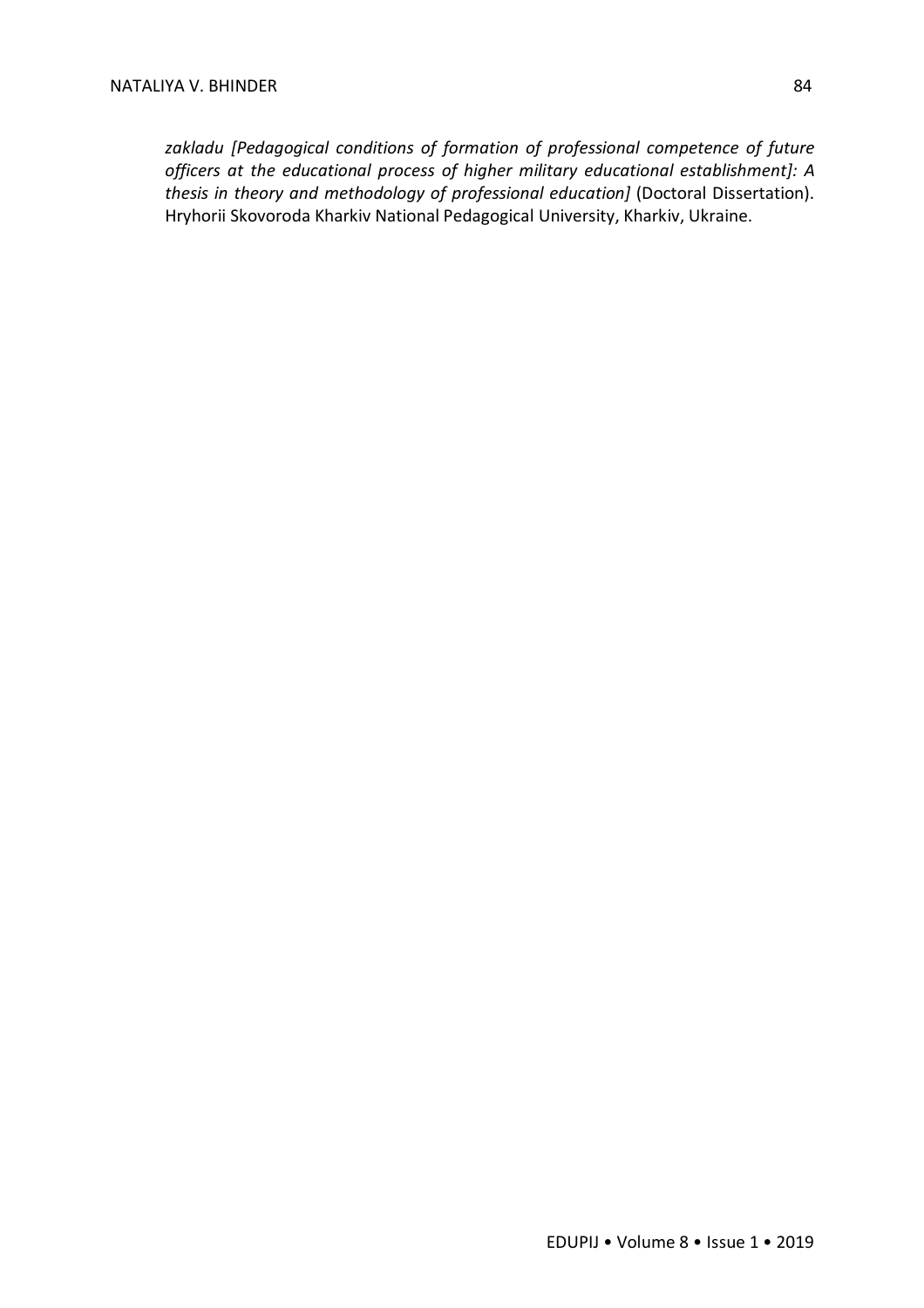*zakladu [Pedagogical conditions of formation of professional competence of future officers at the educational process of higher military educational establishment]: A thesis in theory and methodology of professional education]* (Doctoral Dissertation). Hryhorii Skovoroda Kharkiv National Pedagogical University, Kharkiv, Ukraine.